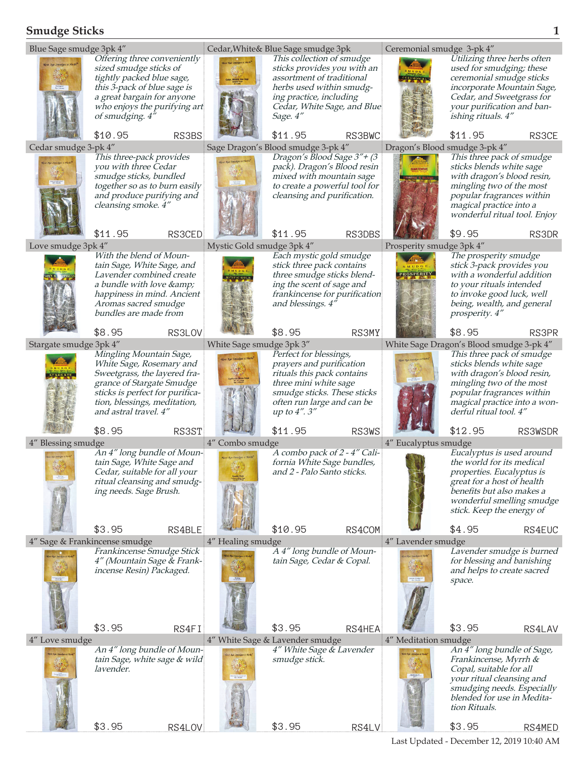# Smudge Sticks

### Blue Sage smudge 3pk 4"

*Offering three conveniently sized smudge sticks of tightly packed blue sage, this 3-pack of blue sage is a great bargain for anyone who enjoys the purifying art of smudging. 4"*

$10.95 RS3BS

### Cedar,White& Blue Sage smudge 3pk

*This collection of smudge sticks provides you with an assortment of traditional herbs used within smudging practice, including Cedar, White Sage, and Blue Sage. 4"*

$11.95 RS3BWC

### Ceremonial smudge 3-pk 4"

*Utilizing three herbs often used for smudging; these ceremonial smudge sticks incorporate Mountain Sage, Cedar, and Sweetgrass for your purification and banishing rituals. 4"*

$11.95 RS3CE

### Cedar smudge 3-pk 4"

*This three-pack provides you with three Cedar smudge sticks, bundled together so as to burn easily and produce purifying and cleansing smoke. 4"*

$11.95 RS3CED

### Sage Dragon's Blood smudge 3-pk 4"

*Dragon's Blood Sage 3"+ (3 pack). Dragon's Blood resin mixed with mountain sage to create a powerful tool for cleansing and purification.*

$11.95 RS3DBS

### Dragon's Blood smudge 3-pk 4"

*This three pack of smudge sticks blends white sage with dragon's blood resin, mingling two of the most popular fragrances within magical practice into a wonderful ritual tool. Enjoy*

$9.95 RS3DR

### Love smudge 3pk 4"

*With the blend of Mountain Sage, White Sage, and Lavender combined create a bundle with love &amp; happiness in mind. Ancient Aromas sacred smudge bundles are made from*

$8.95 RS3LOV

### Mystic Gold smudge 3pk 4"

*Each mystic gold smudge stick three pack contains three smudge sticks blending the scent of sage and frankincense for purification and blessings. 4"*

$8.95 RS3MY

### Prosperity smudge 3pk 4"

*The prosperity smudge stick 3-pack provides you with a wonderful addition to your rituals intended to invoke good luck, well being, wealth, and general prosperity. 4"*

$8.95 RS3PR

### Stargate smudge 3pk 4"

*Mingling Mountain Sage, White Sage, Rosemary and Sweetgrass, the layered fragrance of Stargate Smudge sticks is perfect for purification, blessings, meditation, and astral travel. 4"*

$8.95 RS3ST

### White Sage smudge 3pk 3"

*Perfect for blessings, prayers and purification rituals this pack contains three mini white sage smudge sticks. These sticks often run large and can be up to 4". 3"*

$11.95 RS3WS

### White Sage Dragon's Blood smudge 3-pk 4"

*This three pack of smudge sticks blends white sage with dragon's blood resin, mingling two of the most popular fragrances within magical practice into a wonderful ritual tool. 4"*

$12.95 RS3WSDR

### 4" Blessing smudge

*An 4" long bundle of Mountain Sage, White Sage and Cedar, suitable for all your ritual cleansing and smudging needs. Sage Brush.*

$3.95 RS4BLE

### 4" Combo smudge

*A combo pack of 2 - 4" California White Sage bundles, and 2 - Palo Santo sticks.*

$10.95 RS4COM

### 4" Eucalyptus smudge

*Eucalyptus is used around the world for its medical properties. Eucalyptus is great for a host of health benefits but also makes a wonderful smelling smudge stick. Keep the energy of*

$4.95 RS4EUC

### 4" Sage & Frankincense smudge

*Frankincense Smudge Stick 4" (Mountain Sage & Frankincense Resin) Packaged.*

$3.95 RS4FI

### 4" Healing smudge

*A 4" long bundle of Mountain Sage, Cedar & Copal.*

$3.95 RS4HEA

### 4" Lavender smudge

*Lavender smudge is burned for blessing and banishing and helps to create sacred space.*

$3.95 RS4LAV

### 4" Love smudge

*An 4" long bundle of Mountain Sage, white sage & wild lavender.*

$3.95 RS4LOV

### 4" White Sage & Lavender smudge

*4" White Sage & Lavender smudge stick.*

$3.95 RS4LV

### 4" Meditation smudge

*An 4" long bundle of Sage, Frankincense, Myrrh & Copal, suitable for all your ritual cleansing and smudging needs. Especially blended for use in Meditation Rituals.*

$3.95 RS4MED

Last Updated - December 12, 2019 10:40 AM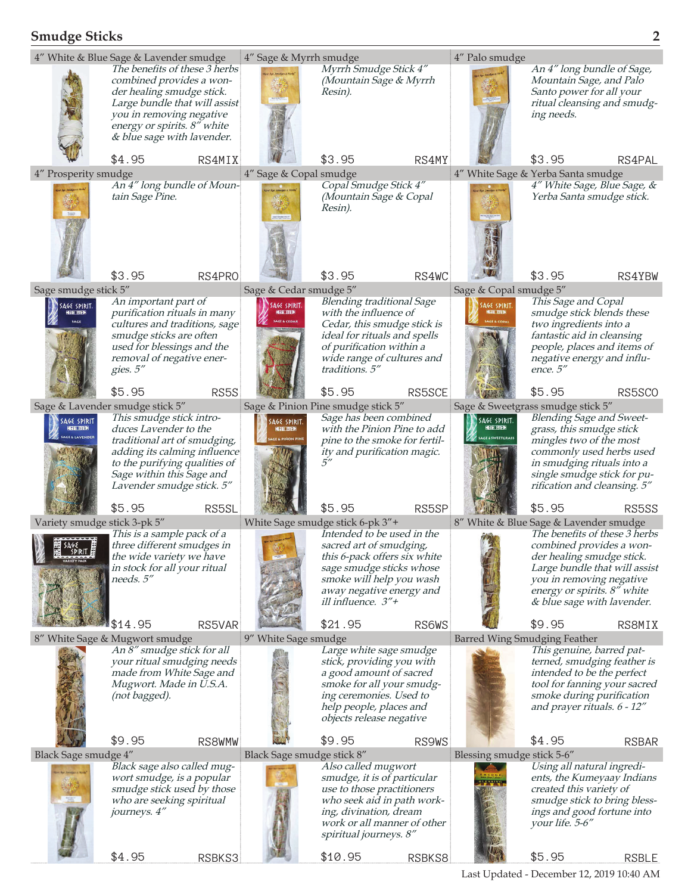## Smudge Sticks

### 4″ White & Blue Sage & Lavender smudge
*The benefits of these 3 herbs combined provides a wonder healing smudge stick. Large bundle that will assist you in removing negative energy or spirits. 8″ white & blue sage with lavender.*

$4.95 RS4MIX

### 4″ Sage & Myrrh smudge
*Myrrh Smudge Stick 4″ (Mountain Sage & Myrrh Resin).*

$3.95 RS4MY

### 4″ Palo smudge
*An 4″ long bundle of Sage, Mountain Sage, and Palo Santo power for all your ritual cleansing and smudging needs.*

$3.95 RS4PAL

### 4″ Prosperity smudge
*An 4″ long bundle of Mountain Sage Pine.*

$3.95 RS4PRO

### 4″ Sage & Copal smudge
*Copal Smudge Stick 4″ (Mountain Sage & Copal Resin).*

$3.95 RS4WC

### 4″ White Sage & Yerba Santa smudge
*4″ White Sage, Blue Sage, & Yerba Santa smudge stick.*

$3.95 RS4YBW

### Sage smudge stick 5″
*An important part of purification rituals in many cultures and traditions, sage smudge sticks are often used for blessings and the removal of negative energies. 5″*

$5.95 RS5S

### Sage & Cedar smudge 5″
*Blending traditional Sage with the influence of Cedar, this smudge stick is ideal for rituals and spells of purification within a wide range of cultures and traditions. 5″*

$5.95 RS5SCE

### Sage & Copal smudge 5″
*This Sage and Copal smudge stick blends these two ingredients into a fantastic aid in cleansing people, places and items of negative energy and influence. 5″*

$5.95 RS5SCO

### Sage & Lavender smudge stick 5″
*This smudge stick introduces Lavender to the traditional art of smudging, adding its calming influence to the purifying qualities of Sage within this Sage and Lavender smudge stick. 5″*

$5.95 RS5SL

### Sage & Pinion Pine smudge stick 5″
*Sage has been combined with the Pinion Pine to add pine to the smoke for fertility and purification magic. 5″*

$5.95 RS5SP

### Sage & Sweetgrass smudge stick 5″
*Blending Sage and Sweetgrass, this smudge stick mingles two of the most commonly used herbs used in smudging rituals into a single smudge stick for purification and cleansing. 5″*

$5.95 RS5SS

### Variety smudge stick 3-pk 5″
*This is a sample pack of a three different smudges in the wide variety we have in stock for all your ritual needs. 5″*

$14.95 RS5VAR

### White Sage smudge stick 6-pk 3″+
*Intended to be used in the sacred art of smudging, this 6-pack offers six white sage smudge sticks whose smoke will help you wash away negative energy and ill influence. 3″+*

$21.95 RS6WS

### 8″ White & Blue Sage & Lavender smudge
*The benefits of these 3 herbs combined provides a wonder healing smudge stick. Large bundle that will assist you in removing negative energy or spirits. 8″ white & blue sage with lavender.*

$9.95 RS8MIX

### 8″ White Sage & Mugwort smudge
*An 8″ smudge stick for all your ritual smudging needs made from White Sage and Mugwort. Made in U.S.A. (not bagged).*

$9.95 RS8WMW

### 9″ White Sage smudge
*Large white sage smudge stick, providing you with a good amount of sacred smoke for all your smudging ceremonies. Used to help people, places and objects release negative*

$9.95 RS9WS

### Barred Wing Smudging Feather
*This genuine, barred patterned, smudging feather is intended to be the perfect tool for fanning your sacred smoke during purification and prayer rituals. 6 - 12″*

$4.95 RSBAR

### Black Sage smudge 4″
*Black sage also called mugwort smudge, is a popular smudge stick used by those who are seeking spiritual journeys. 4″*

$4.95 RSBKS3

### Black Sage smudge stick 8″
*Also called mugwort smudge, it is of particular use to those practitioners who seek aid in path working, divination, dream work or all manner of other spiritual journeys. 8″*

$10.95 RSBKS8

### Blessing smudge stick 5-6″
*Using all natural ingredients, the Kumeyaay Indians created this variety of smudge stick to bring blessings and good fortune into your life. 5-6″*

$5.95 RSBLE

Last Updated - December 12, 2019 10:40 AM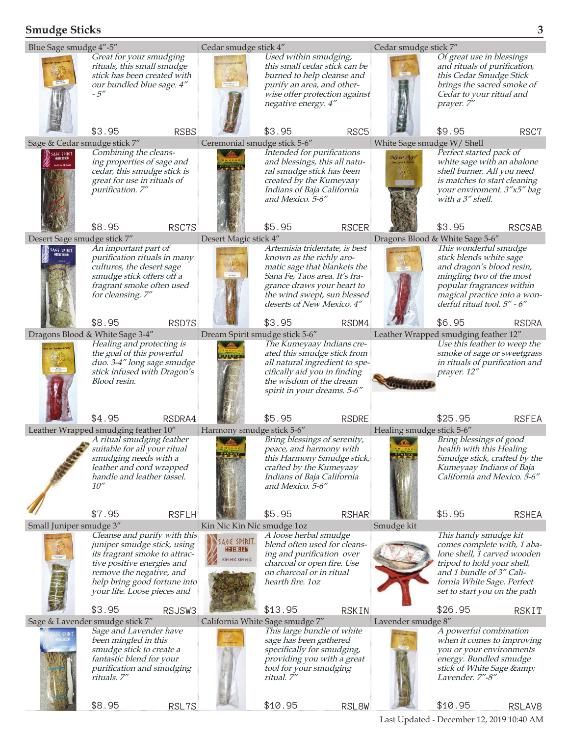## Smudge Sticks

### Blue Sage smudge 4"-5"

*Great for your smudging rituals, this small smudge stick has been created with our bundled blue sage. 4" - 5"*

$3.95 RSBS

### Cedar smudge stick 4"

*Used within smudging, this small cedar stick can be burned to help cleanse and purify an area, and otherwise offer protection against negative energy. 4"*

$3.95 RSC5

### Cedar smudge stick 7"

*Of great use in blessings and rituals of purification, this Cedar Smudge Stick brings the sacred smoke of Cedar to your ritual and prayer. 7"*

$9.95 RSC7

### Sage & Cedar smudge stick 7"

*Combining the cleansing properties of sage and cedar, this smudge stick is great for use in rituals of purification. 7"*

$8.95 RSC7S

### Ceremonial smudge stick 5-6"

*Intended for purifications and blessings, this all natural smudge stick has been created by the Kumeyaay Indians of Baja California and Mexico. 5-6"*

$5.95 RSCER

### White Sage smudge W/ Shell

*Perfect started pack of white sage with an abalone shell burner. All you need is matches to start cleaning your enviroment. 3"x5" bag with a 3" shell.*

$3.95 RSCSAB

### Desert Sage smudge stick 7"

*An important part of purification rituals in many cultures, the desert sage smudge stick offers off a fragrant smoke often used for cleansing. 7"*

$8.95 RSD7S

### Desert Magic stick 4"

*Artemisia tridentate, is best known as the richly aromatic sage that blankets the Sana Fe, Taos area. It's fragrance draws your heart to the wind swept, sun blessed deserts of New Mexico. 4"*

$3.95 RSDM4

### Dragons Blood & White Sage 5-6"

*This wonderful smudge stick blends white sage and dragon's blood resin, mingling two of the most popular fragrances within magical practice into a wonderful ritual tool. 5" - 6"*

$6.95 RSDRA

### Dragons Blood & White Sage 3-4"

*Healing and protecting is the goal of this powerful duo. 3-4" long sage smudge stick infused with Dragon's Blood resin.*

$4.95 RSDRA4

### Dream Spirit smudge stick 5-6"

*The Kumeyaay Indians created this smudge stick from all natural ingredient to specifically aid you in finding the wisdom of the dream spirit in your dreams. 5-6"*

$5.95 RSDRE

### Leather Wrapped smudging feather 12"

*Use this feather to weep the smoke of sage or sweetgrass in rituals of purification and prayer. 12"*

$25.95 RSFEA

### Leather Wrapped smudging feather 10"

*A ritual smudging feather suitable for all your ritual smudging needs with a leather and cord wrapped handle and leather tassel. 10"*

$7.95 RSFLH

### Harmony smudge stick 5-6"

*Bring blessings of serenity, peace, and harmony with this Harmony Smudge stick, crafted by the Kumeyaay Indians of Baja California and Mexico. 5-6"*

$5.95 RSHAR

### Healing smudge stick 5-6"

*Bring blessings of good health with this Healing Smudge stick, crafted by the Kumeyaay Indians of Baja California and Mexico. 5-6"*

$5.95 RSHEA

### Small Juniper smudge 3"

*Cleanse and purify with this juniper smudge stick, using its fragrant smoke to attractive positive energies and remove the negative, and help bring good fortune into your life. Loose pieces and*

$3.95 RSJSW3

### Kin Nic Kin Nic smudge 1oz

*A loose herbal smudge blend often used for cleansing and purification over charcoal or open fire. Use on charcoal or in ritual hearth fire. 1oz*

$13.95 RSKIN

### Smudge kit

*This handy smudge kit comes complete with, 1 abalone shell, 1 carved wooden tripod to hold your shell, and 1 bundle of 3" California White Sage. Perfect set to start you on the path*

$26.95 RSKIT

### Sage & Lavender smudge stick 7"

*Sage and Lavender have been mingled in this smudge stick to create a fantastic blend for your purification and smudging rituals. 7"*

$8.95 RSL7S

### California White Sage smudge 7"

*This large bundle of white sage has been gathered specifically for smudging, providing you with a great tool for your smudging ritual. 7"*

$10.95 RSL8W

### Lavender smudge 8"

*A powerful combination when it comes to improving you or your environments energy. Bundled smudge stick of White Sage &amp; Lavender. 7"-8"*

$10.95 RSLAV8

Last Updated - December 12, 2019 10:40 AM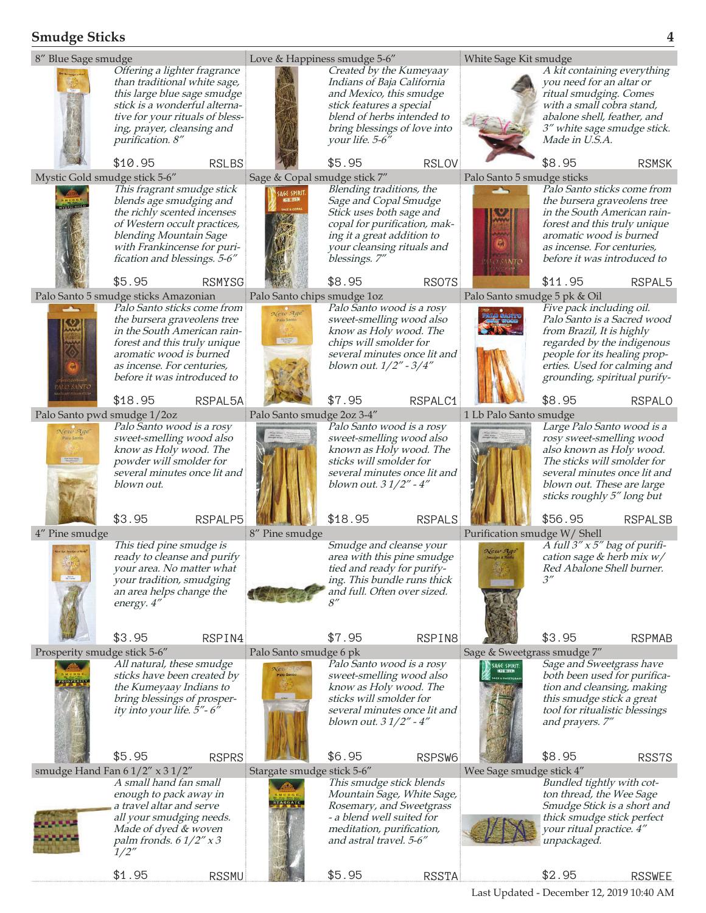## Smudge Sticks

### 8″ Blue Sage smudge

*Offering a lighter fragrance than traditional white sage, this large blue sage smudge stick is a wonderful alternative for your rituals of blessing, prayer, cleansing and purification. 8″*

$10.95 RSLBS

### Love & Happiness smudge 5-6″

*Created by the Kumeyaay Indians of Baja California and Mexico, this smudge stick features a special blend of herbs intended to bring blessings of love into your life. 5-6″*

$5.95 RSLOV

### White Sage Kit smudge

*A kit containing everything you need for an altar or ritual smudging. Comes with a small cobra stand, abalone shell, feather, and 3″ white sage smudge stick. Made in U.S.A.*

$8.95 RSMSK

### Mystic Gold smudge stick 5-6″

*This fragrant smudge stick blends age smudging and the richly scented incenses of Western occult practices, blending Mountain Sage with Frankincense for purification and blessings. 5-6″*

$5.95 RSMYSG

### Sage & Copal smudge stick 7″

*Blending traditions, the Sage and Copal Smudge Stick uses both sage and copal for purification, making it a great addition to your cleansing rituals and blessings. 7″*

$8.95 RSO7S

### Palo Santo 5 smudge sticks

*Palo Santo sticks come from the bursera graveolens tree in the South American rainforest and this truly unique aromatic wood is burned as incense. For centuries, before it was introduced to*

$11.95 RSPAL5

### Palo Santo 5 smudge sticks Amazonian

*Palo Santo sticks come from the bursera graveolens tree in the South American rainforest and this truly unique aromatic wood is burned as incense. For centuries, before it was introduced to*

$18.95 RSPAL5A

### Palo Santo chips smudge 1oz

*Palo Santo wood is a rosy sweet-smelling wood also know as Holy wood. The chips will smolder for several minutes once lit and blown out. 1/2″ - 3/4″*

$7.95 RSPALC1

### Palo Santo smudge 5 pk & Oil

*Five pack including oil. Palo Santo is a Sacred wood from Brazil, It is highly regarded by the indigenous people for its healing properties. Used for calming and grounding, spiritual purify-*

$8.95 RSPALO

### Palo Santo pwd smudge 1/2oz

*Palo Santo wood is a rosy sweet-smelling wood also know as Holy wood. The powder will smolder for several minutes once lit and blown out.*

$3.95 RSPALP5

### Palo Santo smudge 2oz 3-4″

*Palo Santo wood is a rosy sweet-smelling wood also known as Holy wood. The sticks will smolder for several minutes once lit and blown out. 3 1/2″ - 4″*

$18.95 RSPALS

### 1 Lb Palo Santo smudge

*Large Palo Santo wood is a rosy sweet-smelling wood also known as Holy wood. The sticks will smolder for several minutes once lit and blown out. These are large sticks roughly 5″ long but*

$56.95 RSPALSB

### 4″ Pine smudge

*This tied pine smudge is ready to cleanse and purify your area. No matter what your tradition, smudging an area helps change the energy. 4″*

$3.95 RSPIN4

### 8″ Pine smudge

*Smudge and cleanse your area with this pine smudge tied and ready for purifying. This bundle runs thick and full. Often over sized. 8″*

$7.95 RSPIN8

### Purification smudge W/ Shell

*A full 3″ x 5″ bag of purification sage & herb mix w/ Red Abalone Shell burner. 3″*

$3.95 RSPMAB

### Prosperity smudge stick 5-6″

*All natural, these smudge sticks have been created by the Kumeyaay Indians to bring blessings of prosperity into your life. 5″- 6″*

$5.95 RSPRS

### Palo Santo smudge 6 pk

*Palo Santo wood is a rosy sweet-smelling wood also know as Holy wood. The sticks will smolder for several minutes once lit and blown out. 3 1/2″ - 4″*

$6.95 RSPSW6

### Sage & Sweetgrass smudge 7″

*Sage and Sweetgrass have both been used for purification and cleansing, making this smudge stick a great tool for ritualistic blessings and prayers. 7″*

$8.95 RSS7S

### smudge Hand Fan 6 1/2″ x 3 1/2″

*A small hand fan small enough to pack away in a travel altar and serve all your smudging needs. Made of dyed & woven palm fronds. 6 1/2″ x 3 1/2″*

$1.95 RSSMU

### Stargate smudge stick 5-6″

*This smudge stick blends Mountain Sage, White Sage, Rosemary, and Sweetgrass - a blend well suited for meditation, purification, and astral travel. 5-6″*

$5.95 RSSTA

### Wee Sage smudge stick 4″

*Bundled tightly with cotton thread, the Wee Sage Smudge Stick is a short and thick smudge stick perfect your ritual practice. 4″ unpackaged.*

$2.95 RSSWEE

Last Updated - December 12, 2019 10:40 AM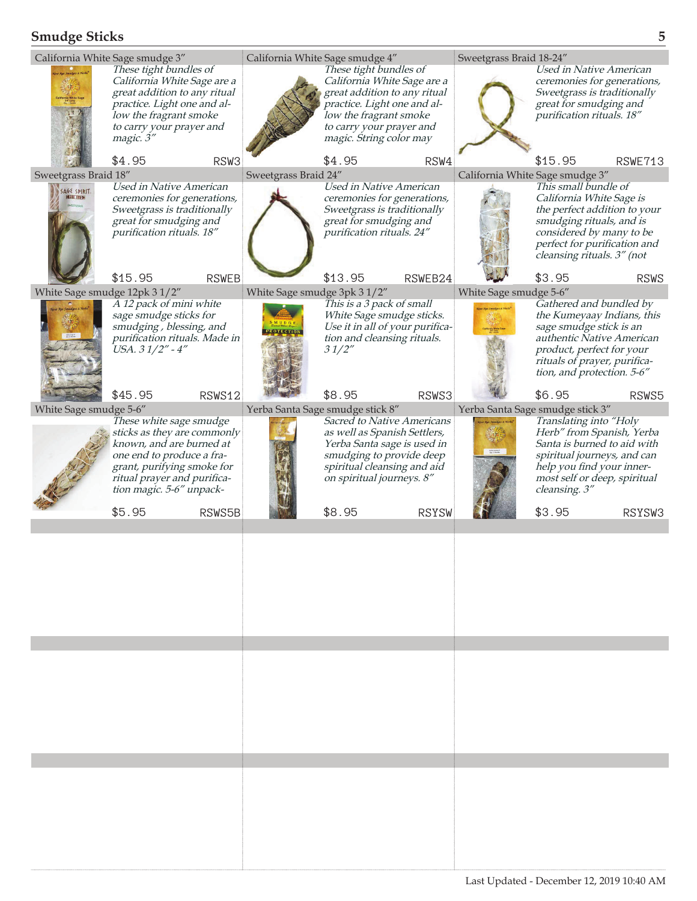## Smudge Sticks

### California White Sage smudge 3"

*These tight bundles of California White Sage are a great addition to any ritual practice. Light one and allow the fragrant smoke to carry your prayer and magic. 3"*

$4.95 RSW3

### California White Sage smudge 4"

*These tight bundles of California White Sage are a great addition to any ritual practice. Light one and allow the fragrant smoke to carry your prayer and magic. String color may*

$4.95 RSW4

### Sweetgrass Braid 18-24"

*Used in Native American ceremonies for generations, Sweetgrass is traditionally great for smudging and purification rituals. 18"*

$15.95 RSWE713

### Sweetgrass Braid 18"

*Used in Native American ceremonies for generations, Sweetgrass is traditionally great for smudging and purification rituals. 18"*

$15.95 RSWEB

### Sweetgrass Braid 24"

*Used in Native American ceremonies for generations, Sweetgrass is traditionally great for smudging and purification rituals. 24"*

$13.95 RSWEB24

### California White Sage smudge 3"

*This small bundle of California White Sage is the perfect addition to your smudging rituals, and is considered by many to be perfect for purification and cleansing rituals. 3" (not*

$3.95 RSWS

### White Sage smudge 12pk 3 1/2"

*A 12 pack of mini white sage smudge sticks for smudging , blessing, and purification rituals. Made in USA. 3 1/2" - 4"*

$45.95 RSWS12

### White Sage smudge 3pk 3 1/2"

*This is a 3 pack of small White Sage smudge sticks. Use it in all of your purification and cleansing rituals. 3 1/2"*

$8.95 RSWS3

### White Sage smudge 5-6"

*Gathered and bundled by the Kumeyaay Indians, this sage smudge stick is an authentic Native American product, perfect for your rituals of prayer, purification, and protection. 5-6"*

$6.95 RSWS5

### White Sage smudge 5-6"

*These white sage smudge sticks as they are commonly known, and are burned at one end to produce a fragrant, purifying smoke for ritual prayer and purification magic. 5-6" unpack-*

$5.95 RSWS5B

### Yerba Santa Sage smudge stick 8"

*Sacred to Native Americans as well as Spanish Settlers, Yerba Santa sage is used in smudging to provide deep spiritual cleansing and aid on spiritual journeys. 8"*

$8.95 RSYSW

### Yerba Santa Sage smudge stick 3"

*Translating into "Holy Herb" from Spanish, Yerba Santa is burned to aid with spiritual journeys, and can help you find your innermost self or deep, spiritual cleansing. 3"*

$3.95 RSYSW3

Last Updated - December 12, 2019 10:40 AM